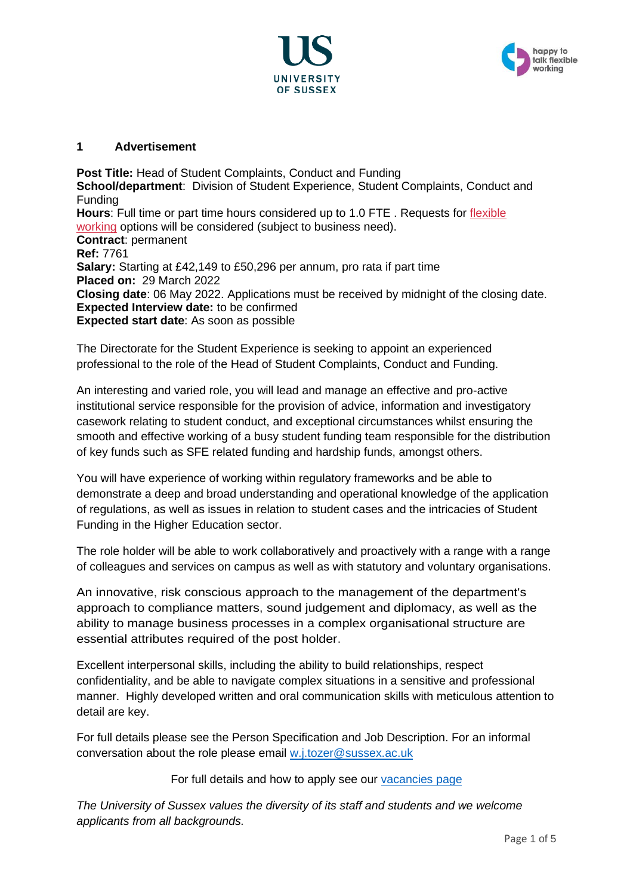## 1 Advertisement

**Post Title:** Head of Student Complaints, Conduct and Funding
**School/department**: Division of Student Experience, Student Complaints, Conduct and Funding
**Hours**: Full time or part time hours considered up to 1.0 FTE . Requests for flexible working options will be considered (subject to business need).
**Contract**: permanent
**Ref:** 7761
**Salary:** Starting at £42,149 to £50,296 per annum, pro rata if part time
**Placed on:** 29 March 2022
**Closing date**: 06 May 2022. Applications must be received by midnight of the closing date.
**Expected Interview date:** to be confirmed
**Expected start date**: As soon as possible

The Directorate for the Student Experience is seeking to appoint an experienced professional to the role of the Head of Student Complaints, Conduct and Funding.

An interesting and varied role, you will lead and manage an effective and pro-active institutional service responsible for the provision of advice, information and investigatory casework relating to student conduct, and exceptional circumstances whilst ensuring the smooth and effective working of a busy student funding team responsible for the distribution of key funds such as SFE related funding and hardship funds, amongst others.

You will have experience of working within regulatory frameworks and be able to demonstrate a deep and broad understanding and operational knowledge of the application of regulations, as well as issues in relation to student cases and the intricacies of Student Funding in the Higher Education sector.

The role holder will be able to work collaboratively and proactively with a range with a range of colleagues and services on campus as well as with statutory and voluntary organisations.

An innovative, risk conscious approach to the management of the department's approach to compliance matters, sound judgement and diplomacy, as well as the ability to manage business processes in a complex organisational structure are essential attributes required of the post holder.

Excellent interpersonal skills, including the ability to build relationships, respect confidentiality, and be able to navigate complex situations in a sensitive and professional manner. Highly developed written and oral communication skills with meticulous attention to detail are key.

For full details please see the Person Specification and Job Description. For an informal conversation about the role please email w.j.tozer@sussex.ac.uk

For full details and how to apply see our vacancies page

*The University of Sussex values the diversity of its staff and students and we welcome applicants from all backgrounds.*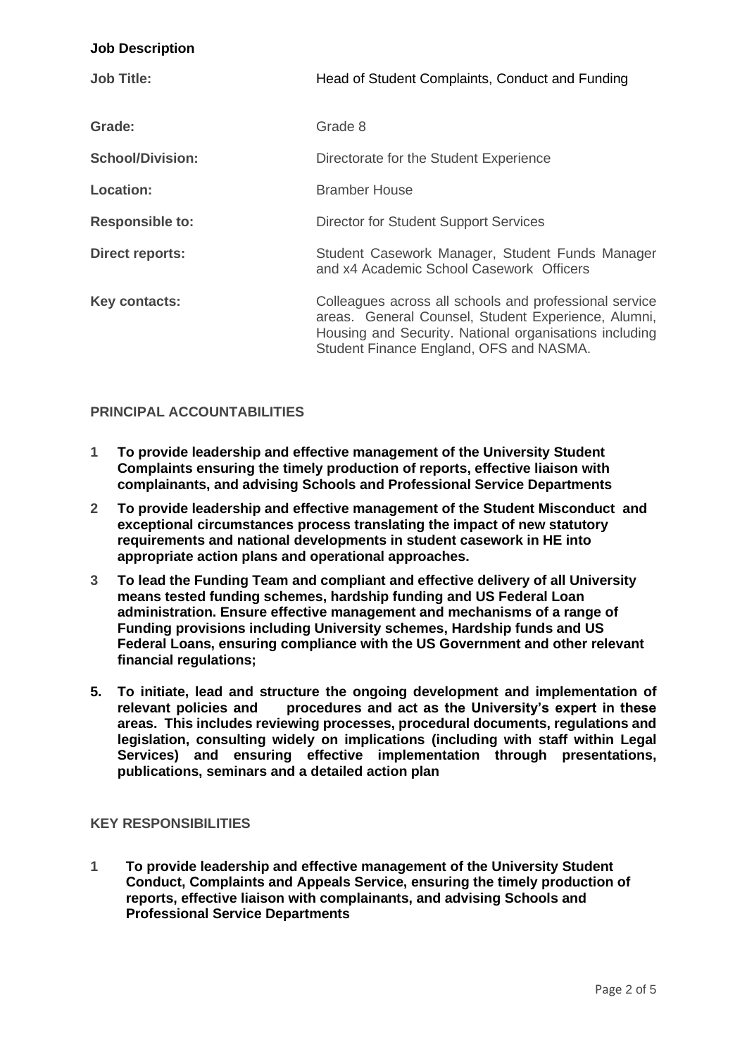**Job Description**

| | |
|---|---|
| **Job Title:** | Head of Student Complaints, Conduct and Funding |
| **Grade:** | Grade 8 |
| **School/Division:** | Directorate for the Student Experience |
| **Location:** | Bramber House |
| **Responsible to:** | Director for Student Support Services |
| **Direct reports:** | Student Casework Manager, Student Funds Manager and x4 Academic School Casework Officers |
| **Key contacts:** | Colleagues across all schools and professional service areas. General Counsel, Student Experience, Alumni, Housing and Security. National organisations including Student Finance England, OFS and NASMA. |

## PRINCIPAL ACCOUNTABILITIES

1 **To provide leadership and effective management of the University Student Complaints ensuring the timely production of reports, effective liaison with complainants, and advising Schools and Professional Service Departments**

2 **To provide leadership and effective management of the Student Misconduct and exceptional circumstances process translating the impact of new statutory requirements and national developments in student casework in HE into appropriate action plans and operational approaches.**

3 **To lead the Funding Team and compliant and effective delivery of all University means tested funding schemes, hardship funding and US Federal Loan administration. Ensure effective management and mechanisms of a range of Funding provisions including University schemes, Hardship funds and US Federal Loans, ensuring compliance with the US Government and other relevant financial regulations;**

5. **To initiate, lead and structure the ongoing development and implementation of relevant policies and procedures and act as the University's expert in these areas. This includes reviewing processes, procedural documents, regulations and legislation, consulting widely on implications (including with staff within Legal Services) and ensuring effective implementation through presentations, publications, seminars and a detailed action plan**

## KEY RESPONSIBILITIES

1 **To provide leadership and effective management of the University Student Conduct, Complaints and Appeals Service, ensuring the timely production of reports, effective liaison with complainants, and advising Schools and Professional Service Departments**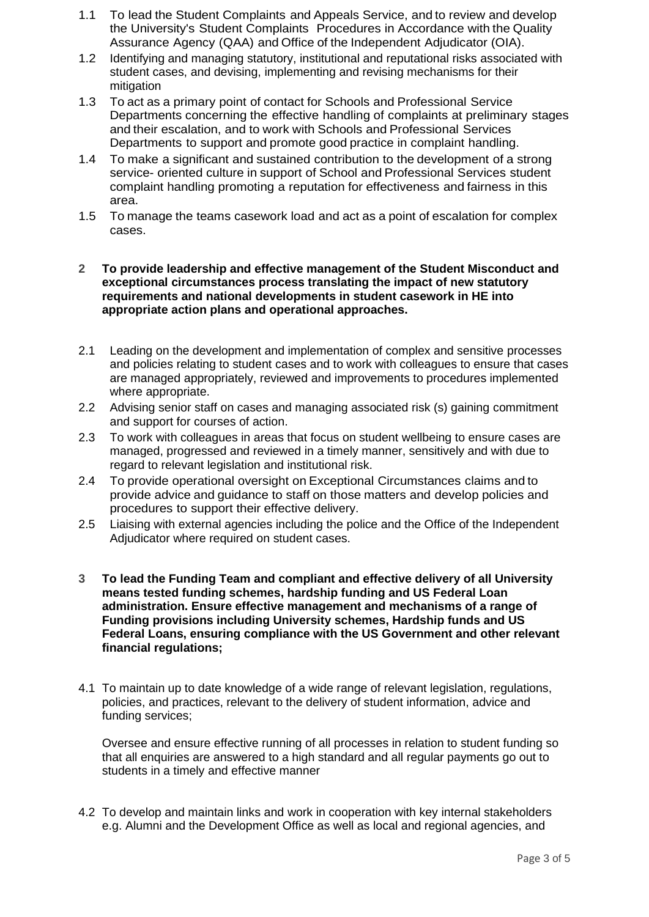1.1 To lead the Student Complaints and Appeals Service, and to review and develop the University's Student Complaints Procedures in Accordance with the Quality Assurance Agency (QAA) and Office of the Independent Adjudicator (OIA).

1.2 Identifying and managing statutory, institutional and reputational risks associated with student cases, and devising, implementing and revising mechanisms for their mitigation

1.3 To act as a primary point of contact for Schools and Professional Service Departments concerning the effective handling of complaints at preliminary stages and their escalation, and to work with Schools and Professional Services Departments to support and promote good practice in complaint handling.

1.4 To make a significant and sustained contribution to the development of a strong service- oriented culture in support of School and Professional Services student complaint handling promoting a reputation for effectiveness and fairness in this area.

1.5 To manage the teams casework load and act as a point of escalation for complex cases.

**2 To provide leadership and effective management of the Student Misconduct and exceptional circumstances process translating the impact of new statutory requirements and national developments in student casework in HE into appropriate action plans and operational approaches.**

2.1 Leading on the development and implementation of complex and sensitive processes and policies relating to student cases and to work with colleagues to ensure that cases are managed appropriately, reviewed and improvements to procedures implemented where appropriate.

2.2 Advising senior staff on cases and managing associated risk (s) gaining commitment and support for courses of action.

2.3 To work with colleagues in areas that focus on student wellbeing to ensure cases are managed, progressed and reviewed in a timely manner, sensitively and with due to regard to relevant legislation and institutional risk.

2.4 To provide operational oversight on Exceptional Circumstances claims and to provide advice and guidance to staff on those matters and develop policies and procedures to support their effective delivery.

2.5 Liaising with external agencies including the police and the Office of the Independent Adjudicator where required on student cases.

**3 To lead the Funding Team and compliant and effective delivery of all University means tested funding schemes, hardship funding and US Federal Loan administration. Ensure effective management and mechanisms of a range of Funding provisions including University schemes, Hardship funds and US Federal Loans, ensuring compliance with the US Government and other relevant financial regulations;**

4.1 To maintain up to date knowledge of a wide range of relevant legislation, regulations, policies, and practices, relevant to the delivery of student information, advice and funding services;

Oversee and ensure effective running of all processes in relation to student funding so that all enquiries are answered to a high standard and all regular payments go out to students in a timely and effective manner

4.2 To develop and maintain links and work in cooperation with key internal stakeholders e.g. Alumni and the Development Office as well as local and regional agencies, and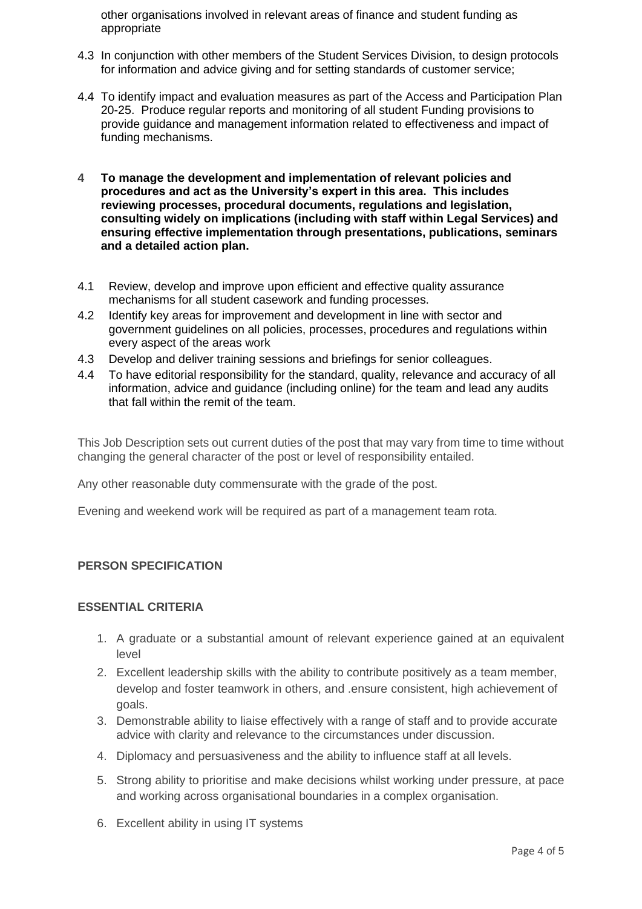other organisations involved in relevant areas of finance and student funding as appropriate

4.3 In conjunction with other members of the Student Services Division, to design protocols for information and advice giving and for setting standards of customer service;

4.4 To identify impact and evaluation measures as part of the Access and Participation Plan 20-25. Produce regular reports and monitoring of all student Funding provisions to provide guidance and management information related to effectiveness and impact of funding mechanisms.

**4 To manage the development and implementation of relevant policies and procedures and act as the University's expert in this area. This includes reviewing processes, procedural documents, regulations and legislation, consulting widely on implications (including with staff within Legal Services) and ensuring effective implementation through presentations, publications, seminars and a detailed action plan.**

4.1 Review, develop and improve upon efficient and effective quality assurance mechanisms for all student casework and funding processes.

4.2 Identify key areas for improvement and development in line with sector and government guidelines on all policies, processes, procedures and regulations within every aspect of the areas work

4.3 Develop and deliver training sessions and briefings for senior colleagues.

4.4 To have editorial responsibility for the standard, quality, relevance and accuracy of all information, advice and guidance (including online) for the team and lead any audits that fall within the remit of the team.

This Job Description sets out current duties of the post that may vary from time to time without changing the general character of the post or level of responsibility entailed.

Any other reasonable duty commensurate with the grade of the post.

Evening and weekend work will be required as part of a management team rota.

## PERSON SPECIFICATION

### ESSENTIAL CRITERIA

1. A graduate or a substantial amount of relevant experience gained at an equivalent level
2. Excellent leadership skills with the ability to contribute positively as a team member, develop and foster teamwork in others, and .ensure consistent, high achievement of goals.
3. Demonstrable ability to liaise effectively with a range of staff and to provide accurate advice with clarity and relevance to the circumstances under discussion.
4. Diplomacy and persuasiveness and the ability to influence staff at all levels.
5. Strong ability to prioritise and make decisions whilst working under pressure, at pace and working across organisational boundaries in a complex organisation.
6. Excellent ability in using IT systems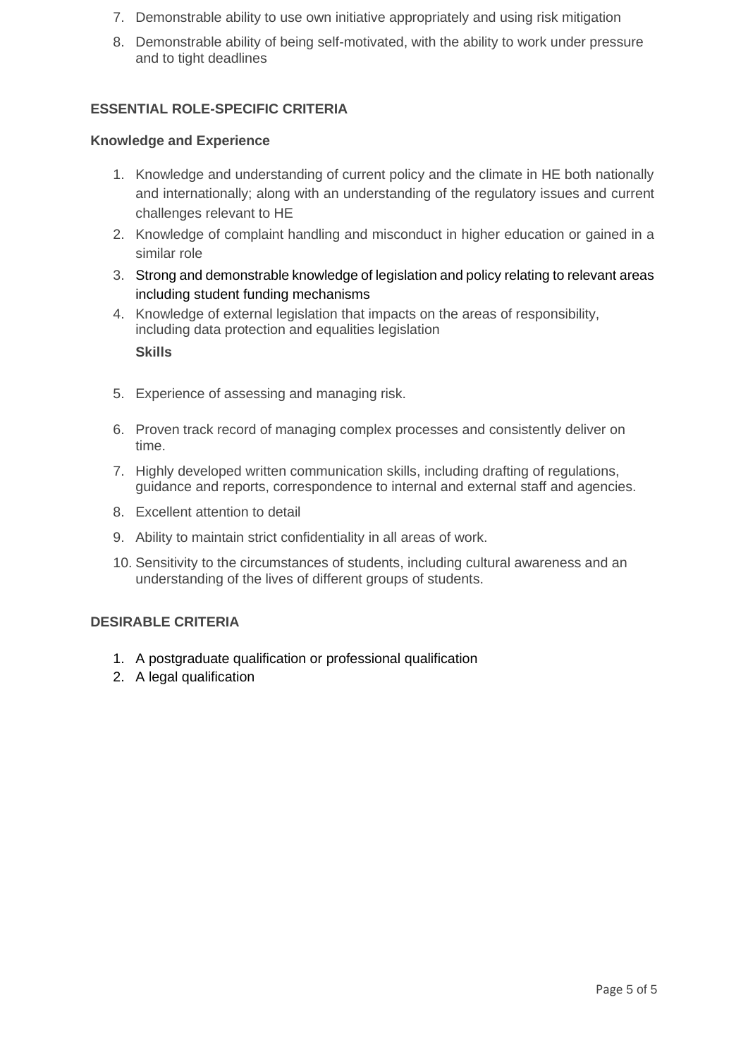7. Demonstrable ability to use own initiative appropriately and using risk mitigation
8. Demonstrable ability of being self-motivated, with the ability to work under pressure and to tight deadlines

**ESSENTIAL ROLE-SPECIFIC CRITERIA**

**Knowledge and Experience**

1. Knowledge and understanding of current policy and the climate in HE both nationally and internationally; along with an understanding of the regulatory issues and current challenges relevant to HE
2. Knowledge of complaint handling and misconduct in higher education or gained in a similar role
3. Strong and demonstrable knowledge of legislation and policy relating to relevant areas including student funding mechanisms
4. Knowledge of external legislation that impacts on the areas of responsibility, including data protection and equalities legislation

**Skills**

5. Experience of assessing and managing risk.
6. Proven track record of managing complex processes and consistently deliver on time.
7. Highly developed written communication skills, including drafting of regulations, guidance and reports, correspondence to internal and external staff and agencies.
8. Excellent attention to detail
9. Ability to maintain strict confidentiality in all areas of work.
10. Sensitivity to the circumstances of students, including cultural awareness and an understanding of the lives of different groups of students.

**DESIRABLE CRITERIA**

1. A postgraduate qualification or professional qualification
2. A legal qualification